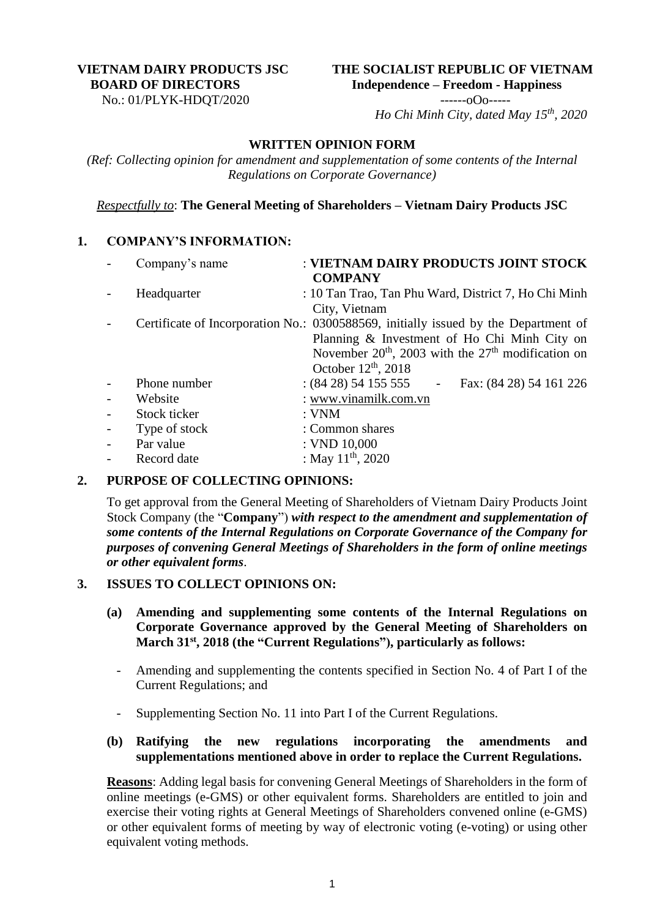**VIETNAM DAIRY PRODUCTS JSC**
**BOARD OF DIRECTORS**
No.: 01/PLYK-HDQT/2020

**THE SOCIALIST REPUBLIC OF VIETNAM**
**Independence – Freedom - Happiness**
------oOo-----

*Ho Chi Minh City, dated May 15th, 2020*

## WRITTEN OPINION FORM

*(Ref: Collecting opinion for amendment and supplementation of some contents of the Internal Regulations on Corporate Governance)*

*Respectfully to*: **The General Meeting of Shareholders – Vietnam Dairy Products JSC**

### 1. COMPANY'S INFORMATION:

- Company's name : **VIETNAM DAIRY PRODUCTS JOINT STOCK COMPANY**
- Headquarter : 10 Tan Trao, Tan Phu Ward, District 7, Ho Chi Minh City, Vietnam
- Certificate of Incorporation No.: 0300588569, initially issued by the Department of Planning & Investment of Ho Chi Minh City on November 20th, 2003 with the 27th modification on October 12th, 2018
- Phone number : (84 28) 54 155 555 - Fax: (84 28) 54 161 226
- Website : www.vinamilk.com.vn
- Stock ticker : VNM
- Type of stock : Common shares
- Par value : VND 10,000
- Record date : May 11th, 2020

### 2. PURPOSE OF COLLECTING OPINIONS:

To get approval from the General Meeting of Shareholders of Vietnam Dairy Products Joint Stock Company (the "**Company**") ***with respect to the amendment and supplementation of some contents of the Internal Regulations on Corporate Governance of the Company for purposes of convening General Meetings of Shareholders in the form of online meetings or other equivalent forms***.

### 3. ISSUES TO COLLECT OPINIONS ON:

**(a) Amending and supplementing some contents of the Internal Regulations on Corporate Governance approved by the General Meeting of Shareholders on March 31st, 2018 (the "Current Regulations"), particularly as follows:**

- Amending and supplementing the contents specified in Section No. 4 of Part I of the Current Regulations; and
- Supplementing Section No. 11 into Part I of the Current Regulations.

**(b) Ratifying the new regulations incorporating the amendments and supplementations mentioned above in order to replace the Current Regulations.**

**Reasons**: Adding legal basis for convening General Meetings of Shareholders in the form of online meetings (e-GMS) or other equivalent forms. Shareholders are entitled to join and exercise their voting rights at General Meetings of Shareholders convened online (e-GMS) or other equivalent forms of meeting by way of electronic voting (e-voting) or using other equivalent voting methods.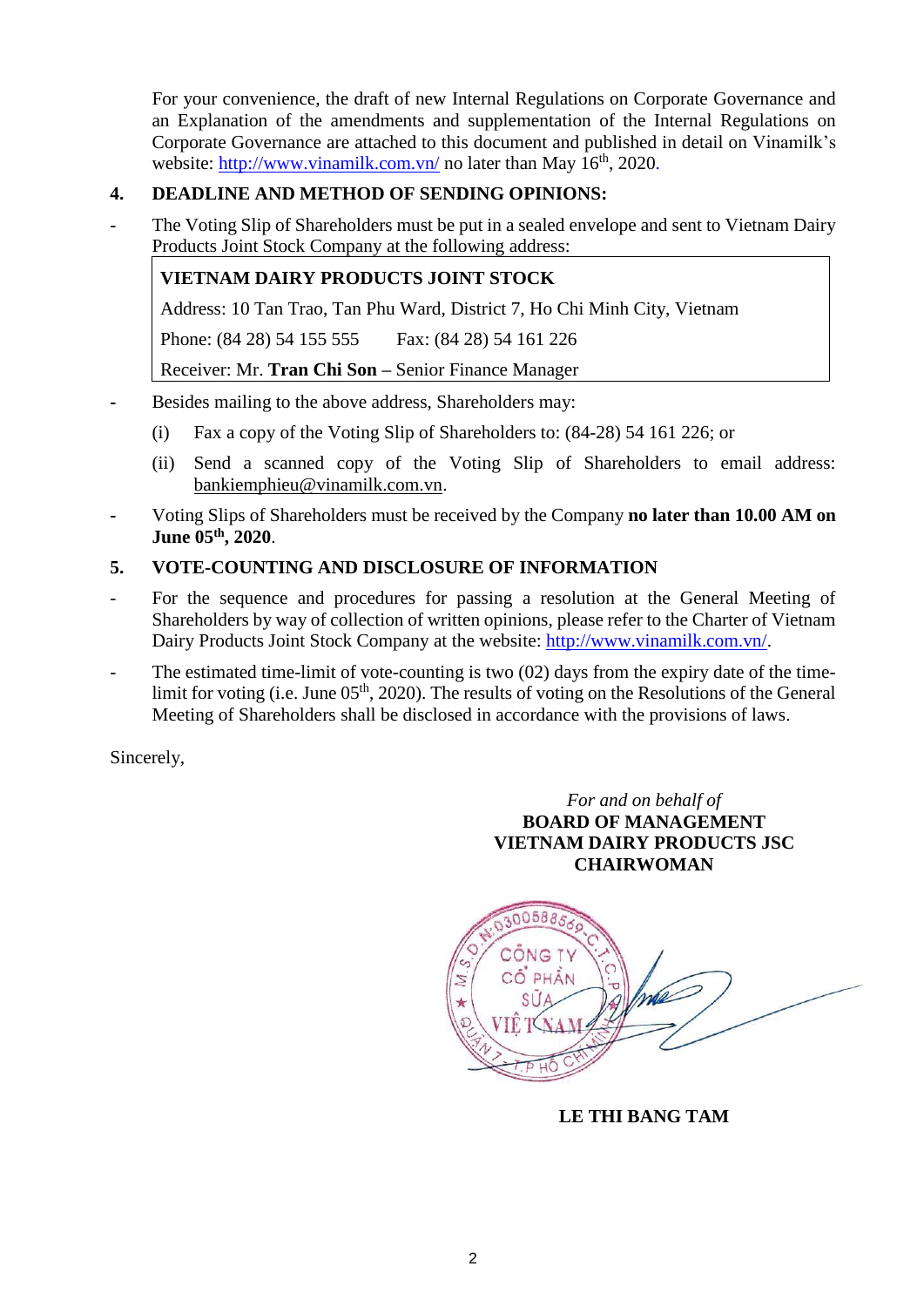For your convenience, the draft of new Internal Regulations on Corporate Governance and an Explanation of the amendments and supplementation of the Internal Regulations on Corporate Governance are attached to this document and published in detail on Vinamilk's website: http://www.vinamilk.com.vn/ no later than May 16th, 2020.

## 4. DEADLINE AND METHOD OF SENDING OPINIONS:

- The Voting Slip of Shareholders must be put in a sealed envelope and sent to Vietnam Dairy Products Joint Stock Company at the following address:

| **VIETNAM DAIRY PRODUCTS JOINT STOCK** |
|---|
| Address: 10 Tan Trao, Tan Phu Ward, District 7, Ho Chi Minh City, Vietnam |
| Phone: (84 28) 54 155 555 Fax: (84 28) 54 161 226 |
| Receiver: Mr. **Tran Chi Son** – Senior Finance Manager |

- Besides mailing to the above address, Shareholders may:
  - (i) Fax a copy of the Voting Slip of Shareholders to: (84-28) 54 161 226; or
  - (ii) Send a scanned copy of the Voting Slip of Shareholders to email address: bankiemphieu@vinamilk.com.vn.
- Voting Slips of Shareholders must be received by the Company **no later than 10.00 AM on June 05th, 2020**.

## 5. VOTE-COUNTING AND DISCLOSURE OF INFORMATION

- For the sequence and procedures for passing a resolution at the General Meeting of Shareholders by way of collection of written opinions, please refer to the Charter of Vietnam Dairy Products Joint Stock Company at the website: http://www.vinamilk.com.vn/.
- The estimated time-limit of vote-counting is two (02) days from the expiry date of the time-limit for voting (i.e. June 05th, 2020). The results of voting on the Resolutions of the General Meeting of Shareholders shall be disclosed in accordance with the provisions of laws.

Sincerely,

*For and on behalf of*
**BOARD OF MANAGEMENT**
**VIETNAM DAIRY PRODUCTS JSC**
**CHAIRWOMAN**

**LE THI BANG TAM**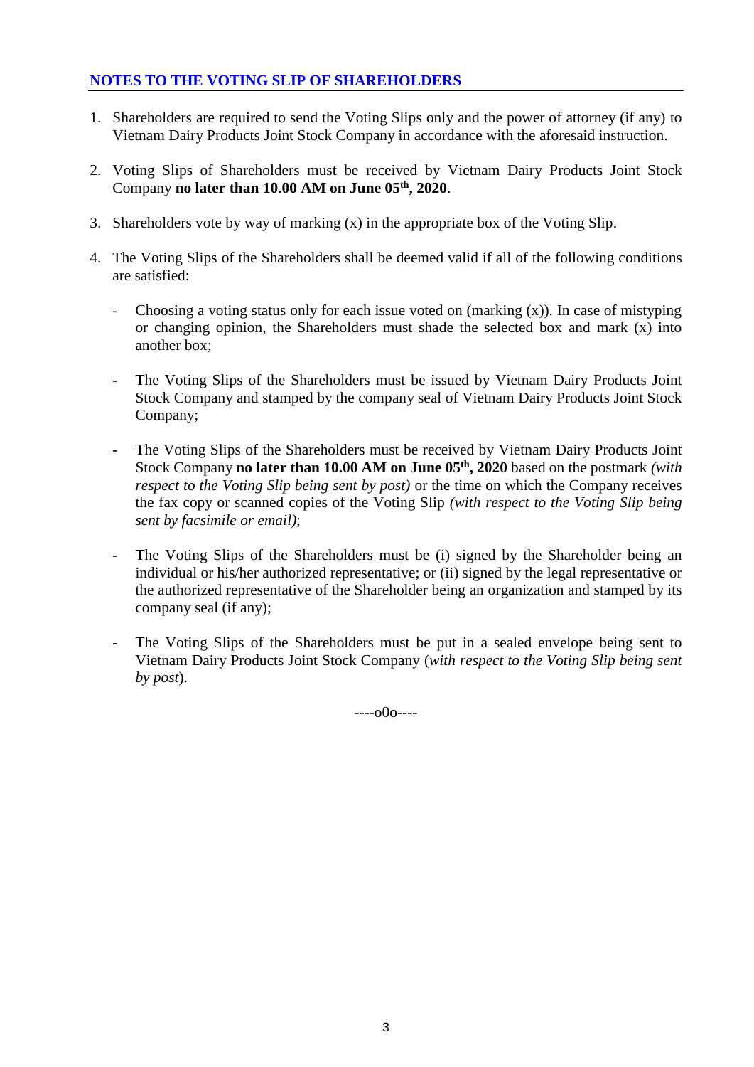## NOTES TO THE VOTING SLIP OF SHAREHOLDERS

1. Shareholders are required to send the Voting Slips only and the power of attorney (if any) to Vietnam Dairy Products Joint Stock Company in accordance with the aforesaid instruction.

2. Voting Slips of Shareholders must be received by Vietnam Dairy Products Joint Stock Company **no later than 10.00 AM on June 05th, 2020**.

3. Shareholders vote by way of marking (x) in the appropriate box of the Voting Slip.

4. The Voting Slips of the Shareholders shall be deemed valid if all of the following conditions are satisfied:

   - Choosing a voting status only for each issue voted on (marking (x)). In case of mistyping or changing opinion, the Shareholders must shade the selected box and mark (x) into another box;

   - The Voting Slips of the Shareholders must be issued by Vietnam Dairy Products Joint Stock Company and stamped by the company seal of Vietnam Dairy Products Joint Stock Company;

   - The Voting Slips of the Shareholders must be received by Vietnam Dairy Products Joint Stock Company **no later than 10.00 AM on June 05th, 2020** based on the postmark *(with respect to the Voting Slip being sent by post)* or the time on which the Company receives the fax copy or scanned copies of the Voting Slip *(with respect to the Voting Slip being sent by facsimile or email)*;

   - The Voting Slips of the Shareholders must be (i) signed by the Shareholder being an individual or his/her authorized representative; or (ii) signed by the legal representative or the authorized representative of the Shareholder being an organization and stamped by its company seal (if any);

   - The Voting Slips of the Shareholders must be put in a sealed envelope being sent to Vietnam Dairy Products Joint Stock Company (*with respect to the Voting Slip being sent by post*).

----o0o----